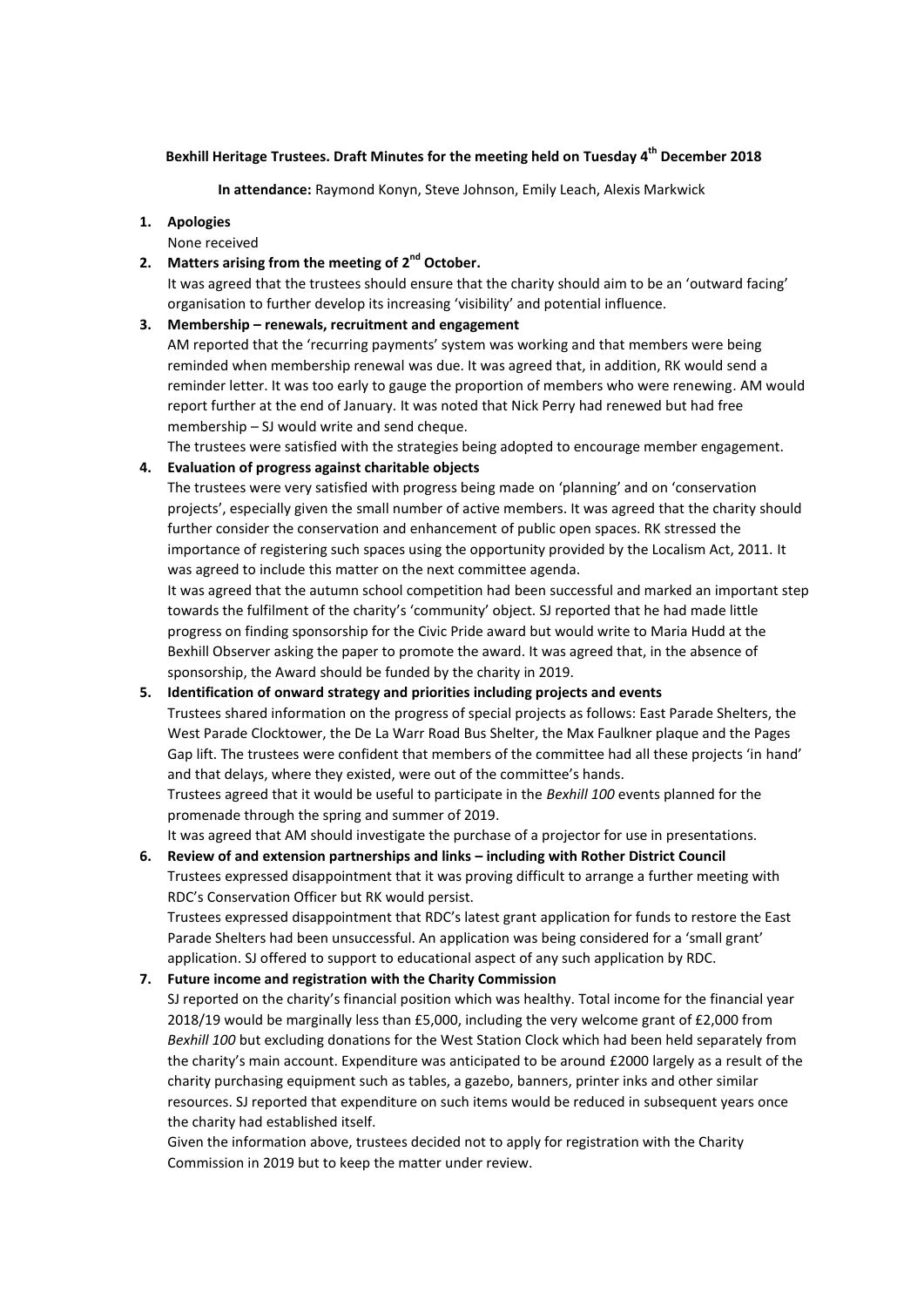**Bexhill Heritage Trustees. Draft Minutes for the meeting held on Tuesday 4th December 2018**

**In attendance:** Raymond Konyn, Steve Johnson, Emily Leach, Alexis Markwick

1. **Apologies**
   None received

2. **Matters arising from the meeting of 2nd October.**
   It was agreed that the trustees should ensure that the charity should aim to be an 'outward facing' organisation to further develop its increasing 'visibility' and potential influence.

3. **Membership – renewals, recruitment and engagement**
   AM reported that the 'recurring payments' system was working and that members were being reminded when membership renewal was due. It was agreed that, in addition, RK would send a reminder letter. It was too early to gauge the proportion of members who were renewing. AM would report further at the end of January. It was noted that Nick Perry had renewed but had free membership – SJ would write and send cheque.
   The trustees were satisfied with the strategies being adopted to encourage member engagement.

4. **Evaluation of progress against charitable objects**
   The trustees were very satisfied with progress being made on 'planning' and on 'conservation projects', especially given the small number of active members. It was agreed that the charity should further consider the conservation and enhancement of public open spaces. RK stressed the importance of registering such spaces using the opportunity provided by the Localism Act, 2011. It was agreed to include this matter on the next committee agenda.
   It was agreed that the autumn school competition had been successful and marked an important step towards the fulfilment of the charity's 'community' object. SJ reported that he had made little progress on finding sponsorship for the Civic Pride award but would write to Maria Hudd at the Bexhill Observer asking the paper to promote the award. It was agreed that, in the absence of sponsorship, the Award should be funded by the charity in 2019.

5. **Identification of onward strategy and priorities including projects and events**
   Trustees shared information on the progress of special projects as follows: East Parade Shelters, the West Parade Clocktower, the De La Warr Road Bus Shelter, the Max Faulkner plaque and the Pages Gap lift. The trustees were confident that members of the committee had all these projects 'in hand' and that delays, where they existed, were out of the committee's hands.
   Trustees agreed that it would be useful to participate in the *Bexhill 100* events planned for the promenade through the spring and summer of 2019.
   It was agreed that AM should investigate the purchase of a projector for use in presentations.

6. **Review of and extension partnerships and links – including with Rother District Council**
   Trustees expressed disappointment that it was proving difficult to arrange a further meeting with RDC's Conservation Officer but RK would persist.
   Trustees expressed disappointment that RDC's latest grant application for funds to restore the East Parade Shelters had been unsuccessful. An application was being considered for a 'small grant' application. SJ offered to support to educational aspect of any such application by RDC.

7. **Future income and registration with the Charity Commission**
   SJ reported on the charity's financial position which was healthy. Total income for the financial year 2018/19 would be marginally less than £5,000, including the very welcome grant of £2,000 from *Bexhill 100* but excluding donations for the West Station Clock which had been held separately from the charity's main account. Expenditure was anticipated to be around £2000 largely as a result of the charity purchasing equipment such as tables, a gazebo, banners, printer inks and other similar resources. SJ reported that expenditure on such items would be reduced in subsequent years once the charity had established itself.
   Given the information above, trustees decided not to apply for registration with the Charity Commission in 2019 but to keep the matter under review.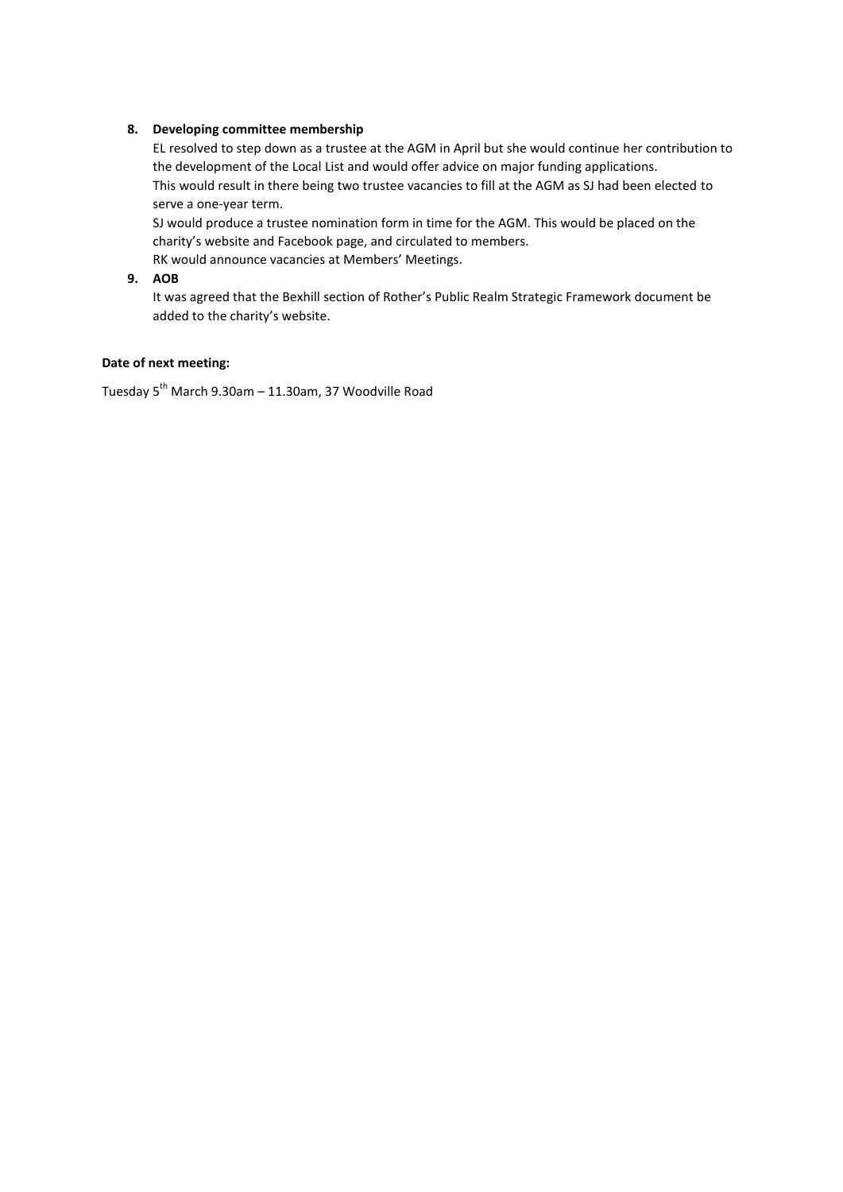8. **Developing committee membership**

   EL resolved to step down as a trustee at the AGM in April but she would continue her contribution to the development of the Local List and would offer advice on major funding applications.
   This would result in there being two trustee vacancies to fill at the AGM as SJ had been elected to serve a one-year term.
   SJ would produce a trustee nomination form in time for the AGM. This would be placed on the charity's website and Facebook page, and circulated to members.
   RK would announce vacancies at Members' Meetings.

9. **AOB**

   It was agreed that the Bexhill section of Rother's Public Realm Strategic Framework document be added to the charity's website.

**Date of next meeting:**

Tuesday 5th March 9.30am – 11.30am, 37 Woodville Road